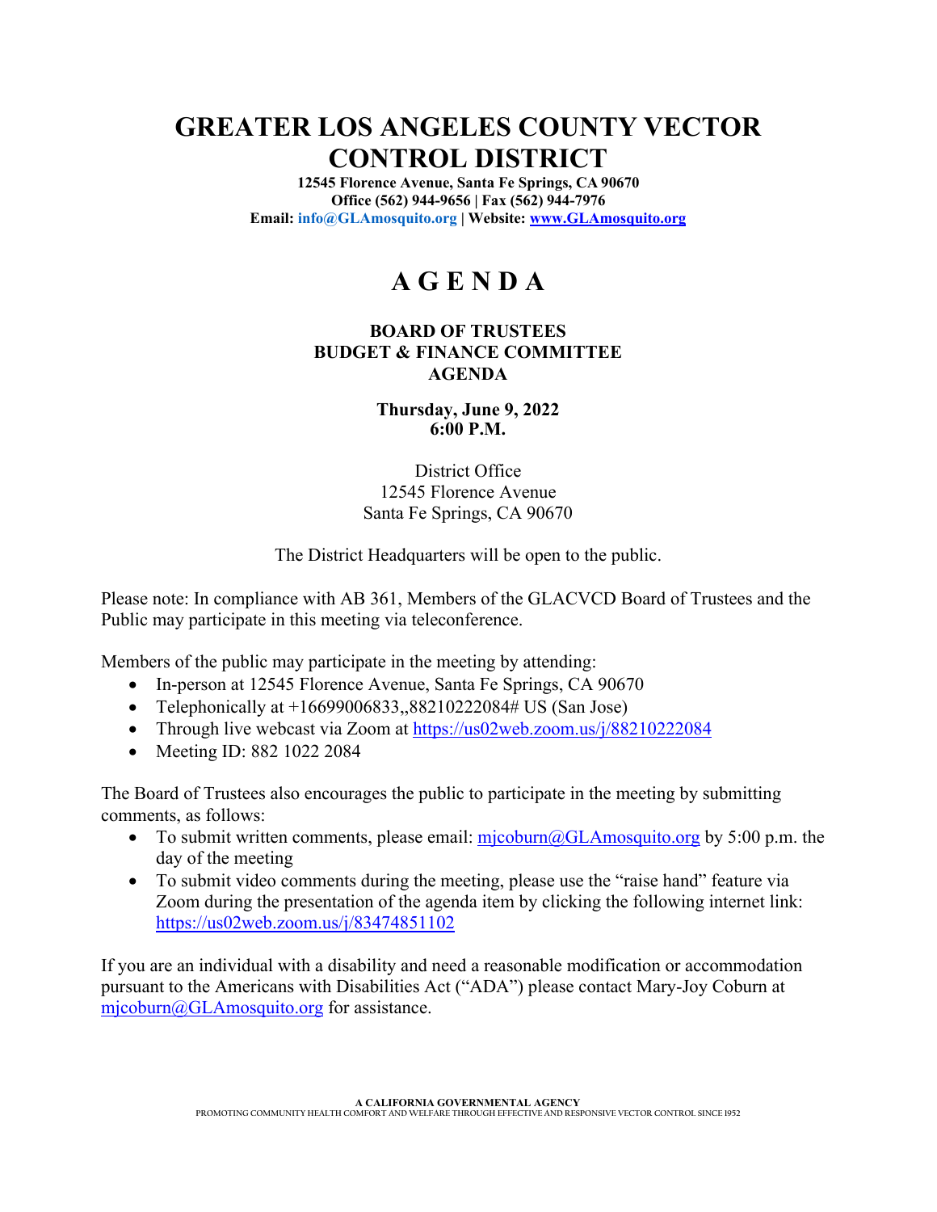# GREATER LOS ANGELES COUNTY VECTOR CONTROL DISTRICT

**12545 Florence Avenue, Santa Fe Springs, CA 90670**
**Office (562) 944-9656 | Fax (562) 944-7976**
**Email: info@GLAmosquito.org | Website: www.GLAmosquito.org**

# A G E N D A

### BOARD OF TRUSTEES
### BUDGET & FINANCE COMMITTEE
### AGENDA

**Thursday, June 9, 2022**
**6:00 P.M.**

District Office
12545 Florence Avenue
Santa Fe Springs, CA 90670

The District Headquarters will be open to the public.

Please note: In compliance with AB 361, Members of the GLACVCD Board of Trustees and the Public may participate in this meeting via teleconference.

Members of the public may participate in the meeting by attending:

- In-person at 12545 Florence Avenue, Santa Fe Springs, CA 90670
- Telephonically at +16699006833,,88210222084# US (San Jose)
- Through live webcast via Zoom at https://us02web.zoom.us/j/88210222084
- Meeting ID: 882 1022 2084

The Board of Trustees also encourages the public to participate in the meeting by submitting comments, as follows:

- To submit written comments, please email: mjcoburn@GLAmosquito.org by 5:00 p.m. the day of the meeting
- To submit video comments during the meeting, please use the "raise hand" feature via Zoom during the presentation of the agenda item by clicking the following internet link: https://us02web.zoom.us/j/83474851102

If you are an individual with a disability and need a reasonable modification or accommodation pursuant to the Americans with Disabilities Act ("ADA") please contact Mary-Joy Coburn at mjcoburn@GLAmosquito.org for assistance.

A CALIFORNIA GOVERNMENTAL AGENCY
PROMOTING COMMUNITY HEALTH COMFORT AND WELFARE THROUGH EFFECTIVE AND RESPONSIVE VECTOR CONTROL SINCE 1952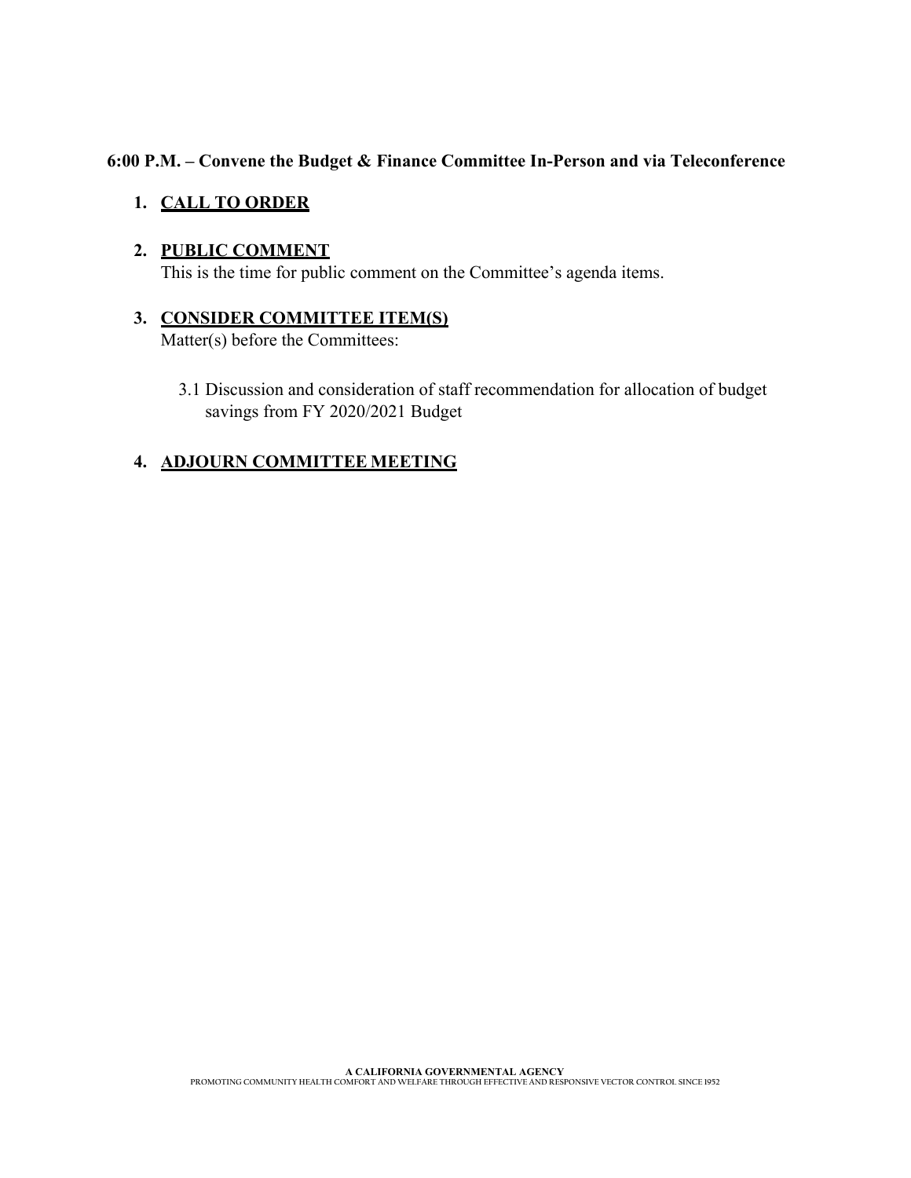**6:00 P.M. – Convene the Budget & Finance Committee In-Person and via Teleconference**

1. **CALL TO ORDER**

2. **PUBLIC COMMENT**
   This is the time for public comment on the Committee's agenda items.

3. **CONSIDER COMMITTEE ITEM(S)**
   Matter(s) before the Committees:

   3.1 Discussion and consideration of staff recommendation for allocation of budget savings from FY 2020/2021 Budget

4. **ADJOURN COMMITTEE MEETING**